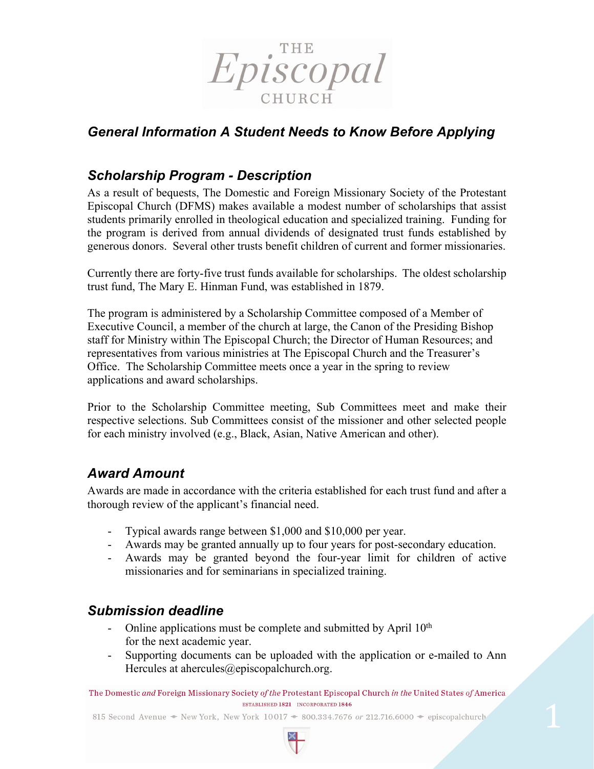# General Information A Student Needs to Know Before Applying

## Scholarship Program - Description

As a result of bequests, The Domestic and Foreign Missionary Society of the Protestant Episcopal Church (DFMS) makes available a modest number of scholarships that assist students primarily enrolled in theological education and specialized training. Funding for the program is derived from annual dividends of designated trust funds established by generous donors. Several other trusts benefit children of current and former missionaries.

Currently there are forty-five trust funds available for scholarships. The oldest scholarship trust fund, The Mary E. Hinman Fund, was established in 1879.

The program is administered by a Scholarship Committee composed of a Member of Executive Council, a member of the church at large, the Canon of the Presiding Bishop staff for Ministry within The Episcopal Church; the Director of Human Resources; and representatives from various ministries at The Episcopal Church and the Treasurer's Office. The Scholarship Committee meets once a year in the spring to review applications and award scholarships.

Prior to the Scholarship Committee meeting, Sub Committees meet and make their respective selections. Sub Committees consist of the missioner and other selected people for each ministry involved (e.g., Black, Asian, Native American and other).

## Award Amount

Awards are made in accordance with the criteria established for each trust fund and after a thorough review of the applicant's financial need.

- Typical awards range between $1,000 and $10,000 per year.
- Awards may be granted annually up to four years for post-secondary education.
- Awards may be granted beyond the four-year limit for children of active missionaries and for seminarians in specialized training.

## Submission deadline

- Online applications must be complete and submitted by April 10th for the next academic year.
- Supporting documents can be uploaded with the application or e-mailed to Ann Hercules at ahercules@episcopalchurch.org.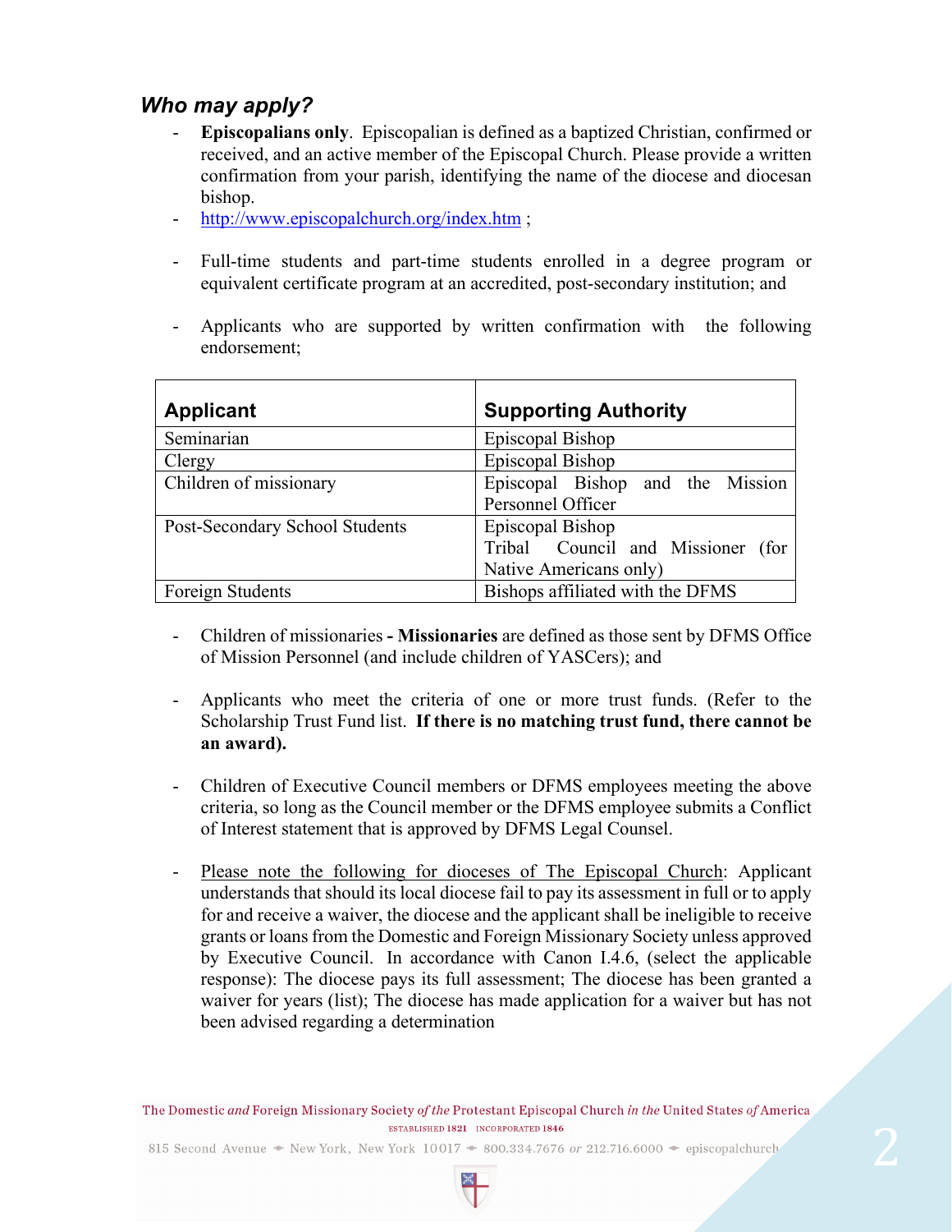### *Who may apply?*

- **Episcopalians only**. Episcopalian is defined as a baptized Christian, confirmed or received, and an active member of the Episcopal Church. Please provide a written confirmation from your parish, identifying the name of the diocese and diocesan bishop.
- http://www.episcopalchurch.org/index.htm ;

- Full-time students and part-time students enrolled in a degree program or equivalent certificate program at an accredited, post-secondary institution; and

- Applicants who are supported by written confirmation with the following endorsement;

| Applicant | Supporting Authority |
|---|---|
| Seminarian | Episcopal Bishop |
| Clergy | Episcopal Bishop |
| Children of missionary | Episcopal Bishop and the Mission Personnel Officer |
| Post-Secondary School Students | Episcopal Bishop<br>Tribal Council and Missioner (for Native Americans only) |
| Foreign Students | Bishops affiliated with the DFMS |

- Children of missionaries - **Missionaries** are defined as those sent by DFMS Office of Mission Personnel (and include children of YASCers); and

- Applicants who meet the criteria of one or more trust funds. (Refer to the Scholarship Trust Fund list. **If there is no matching trust fund, there cannot be an award).**

- Children of Executive Council members or DFMS employees meeting the above criteria, so long as the Council member or the DFMS employee submits a Conflict of Interest statement that is approved by DFMS Legal Counsel.

- <u>Please note the following for dioceses of The Episcopal Church</u>: Applicant understands that should its local diocese fail to pay its assessment in full or to apply for and receive a waiver, the diocese and the applicant shall be ineligible to receive grants or loans from the Domestic and Foreign Missionary Society unless approved by Executive Council. In accordance with Canon I.4.6, (select the applicable response): The diocese pays its full assessment; The diocese has been granted a waiver for years (list); The diocese has made application for a waiver but has not been advised regarding a determination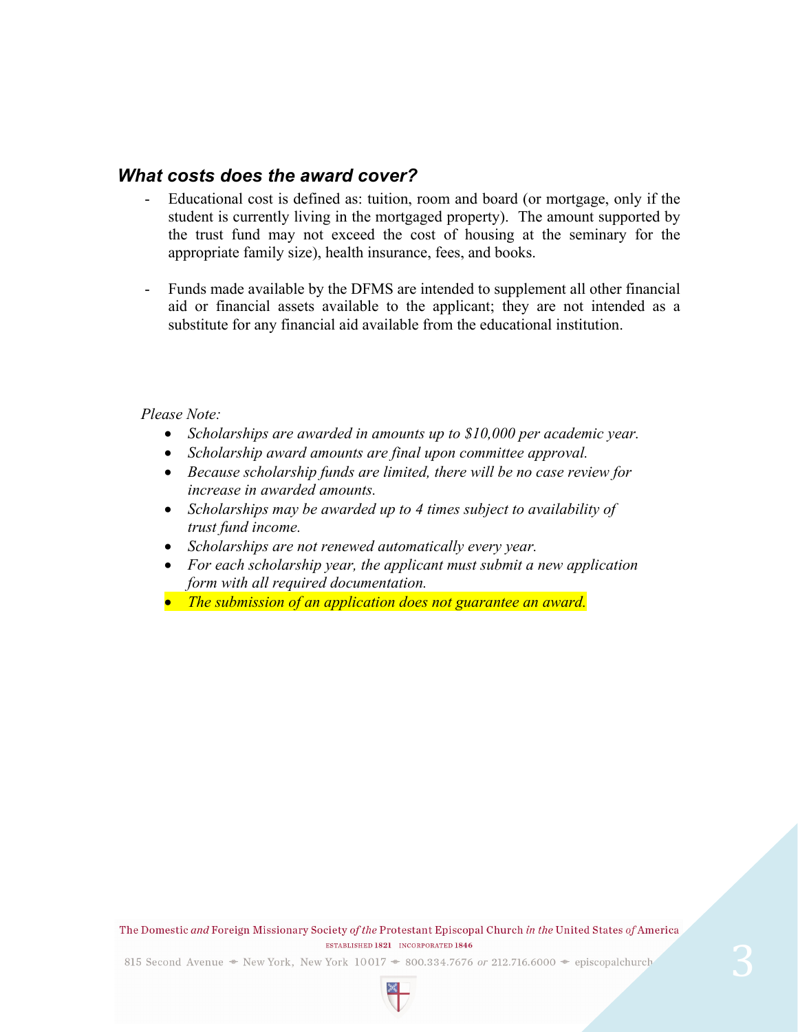### *What costs does the award cover?*

- Educational cost is defined as: tuition, room and board (or mortgage, only if the student is currently living in the mortgaged property). The amount supported by the trust fund may not exceed the cost of housing at the seminary for the appropriate family size), health insurance, fees, and books.

- Funds made available by the DFMS are intended to supplement all other financial aid or financial assets available to the applicant; they are not intended as a substitute for any financial aid available from the educational institution.

*Please Note:*

- *Scholarships are awarded in amounts up to $10,000 per academic year.*
- *Scholarship award amounts are final upon committee approval.*
- *Because scholarship funds are limited, there will be no case review for increase in awarded amounts.*
- *Scholarships may be awarded up to 4 times subject to availability of trust fund income.*
- *Scholarships are not renewed automatically every year.*
- *For each scholarship year, the applicant must submit a new application form with all required documentation.*
- *The submission of an application does not guarantee an award.*